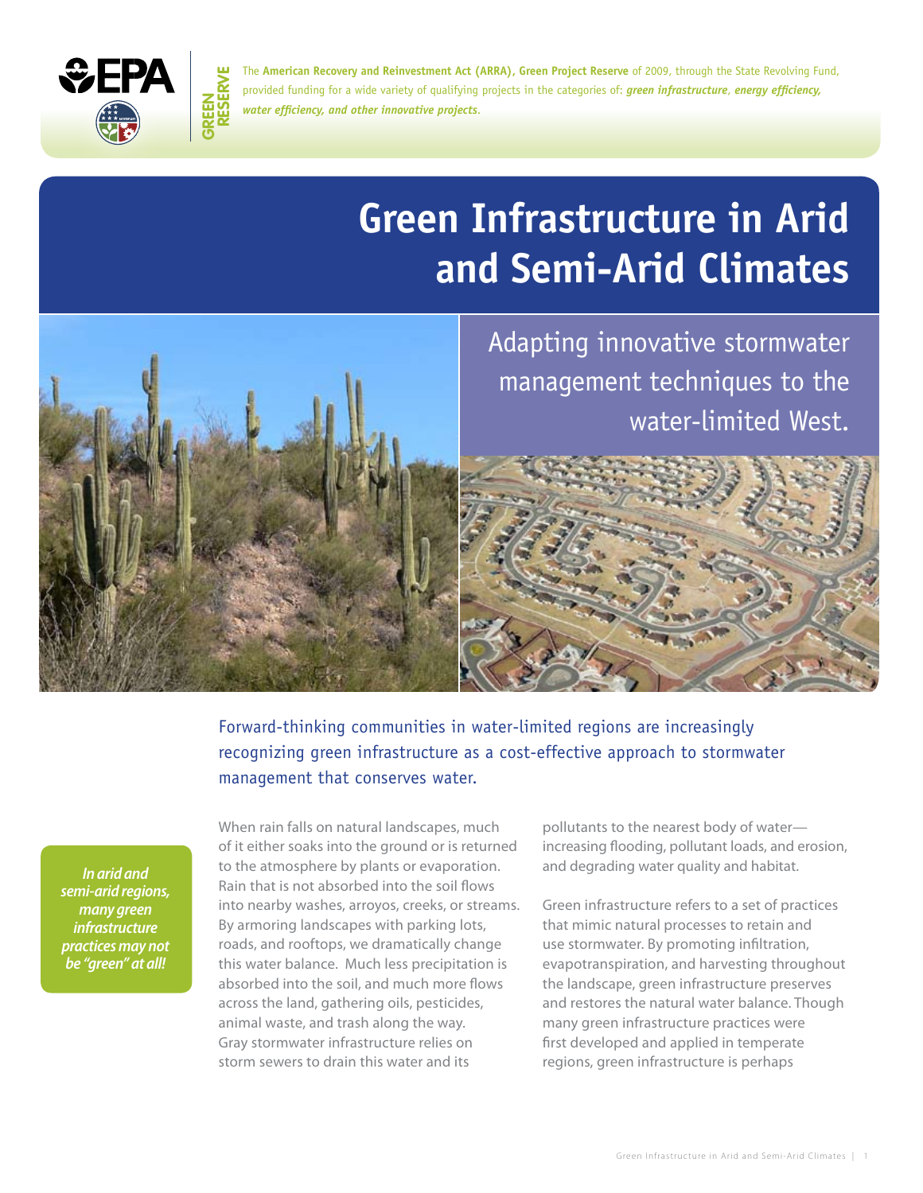The **American Recovery and Reinvestment Act (ARRA), Green Project Reserve** of 2009, through the State Revolving Fund, provided funding for a wide variety of qualifying projects in the categories of: ***green infrastructure***, ***energy efficiency, water efficiency, and other innovative projects***.

# Green Infrastructure in Arid and Semi-Arid Climates

Adapting innovative stormwater management techniques to the water-limited West.

Forward-thinking communities in water-limited regions are increasingly recognizing green infrastructure as a cost-effective approach to stormwater management that conserves water.

***In arid and semi-arid regions, many green infrastructure practices may not be "green" at all!***

When rain falls on natural landscapes, much of it either soaks into the ground or is returned to the atmosphere by plants or evaporation. Rain that is not absorbed into the soil flows into nearby washes, arroyos, creeks, or streams. By armoring landscapes with parking lots, roads, and rooftops, we dramatically change this water balance. Much less precipitation is absorbed into the soil, and much more flows across the land, gathering oils, pesticides, animal waste, and trash along the way. Gray stormwater infrastructure relies on storm sewers to drain this water and its pollutants to the nearest body of water—increasing flooding, pollutant loads, and erosion, and degrading water quality and habitat.

Green infrastructure refers to a set of practices that mimic natural processes to retain and use stormwater. By promoting infiltration, evapotranspiration, and harvesting throughout the landscape, green infrastructure preserves and restores the natural water balance. Though many green infrastructure practices were first developed and applied in temperate regions, green infrastructure is perhaps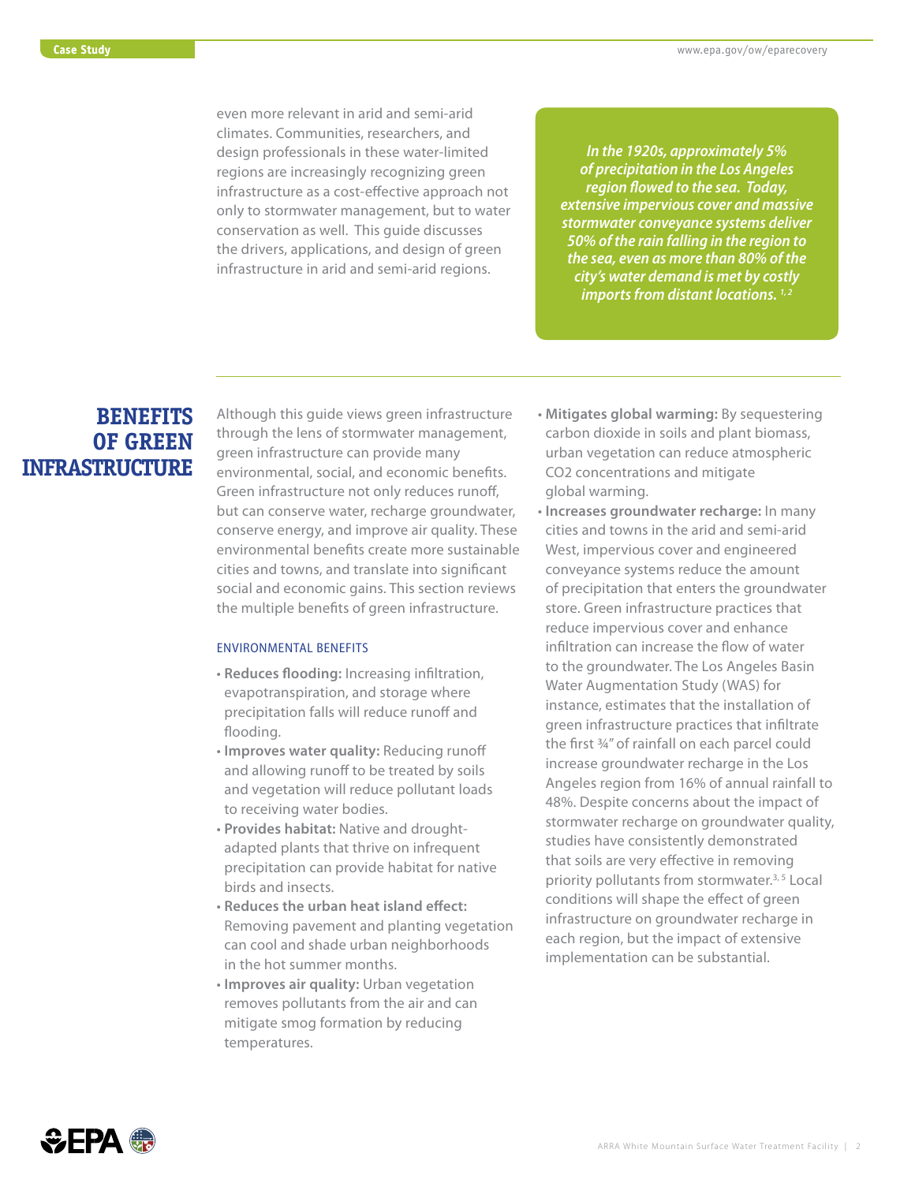even more relevant in arid and semi-arid climates. Communities, researchers, and design professionals in these water-limited regions are increasingly recognizing green infrastructure as a cost-effective approach not only to stormwater management, but to water conservation as well. This guide discusses the drivers, applications, and design of green infrastructure in arid and semi-arid regions.

*In the 1920s, approximately 5% of precipitation in the Los Angeles region flowed to the sea. Today, extensive impervious cover and massive stormwater conveyance systems deliver 50% of the rain falling in the region to the sea, even as more than 80% of the city's water demand is met by costly imports from distant locations.* [1, 2]

## BENEFITS OF GREEN INFRASTRUCTURE

Although this guide views green infrastructure through the lens of stormwater management, green infrastructure can provide many environmental, social, and economic benefits. Green infrastructure not only reduces runoff, but can conserve water, recharge groundwater, conserve energy, and improve air quality. These environmental benefits create more sustainable cities and towns, and translate into significant social and economic gains. This section reviews the multiple benefits of green infrastructure.

### ENVIRONMENTAL BENEFITS

- **Reduces flooding:** Increasing infiltration, evapotranspiration, and storage where precipitation falls will reduce runoff and flooding.
- **Improves water quality:** Reducing runoff and allowing runoff to be treated by soils and vegetation will reduce pollutant loads to receiving water bodies.
- **Provides habitat:** Native and drought-adapted plants that thrive on infrequent precipitation can provide habitat for native birds and insects.
- **Reduces the urban heat island effect:** Removing pavement and planting vegetation can cool and shade urban neighborhoods in the hot summer months.
- **Improves air quality:** Urban vegetation removes pollutants from the air and can mitigate smog formation by reducing temperatures.
- **Mitigates global warming:** By sequestering carbon dioxide in soils and plant biomass, urban vegetation can reduce atmospheric CO2 concentrations and mitigate global warming.
- **Increases groundwater recharge:** In many cities and towns in the arid and semi-arid West, impervious cover and engineered conveyance systems reduce the amount of precipitation that enters the groundwater store. Green infrastructure practices that reduce impervious cover and enhance infiltration can increase the flow of water to the groundwater. The Los Angeles Basin Water Augmentation Study (WAS) for instance, estimates that the installation of green infrastructure practices that infiltrate the first ¾" of rainfall on each parcel could increase groundwater recharge in the Los Angeles region from 16% of annual rainfall to 48%. Despite concerns about the impact of stormwater recharge on groundwater quality, studies have consistently demonstrated that soils are very effective in removing priority pollutants from stormwater.[3, 5] Local conditions will shape the effect of green infrastructure on groundwater recharge in each region, but the impact of extensive implementation can be substantial.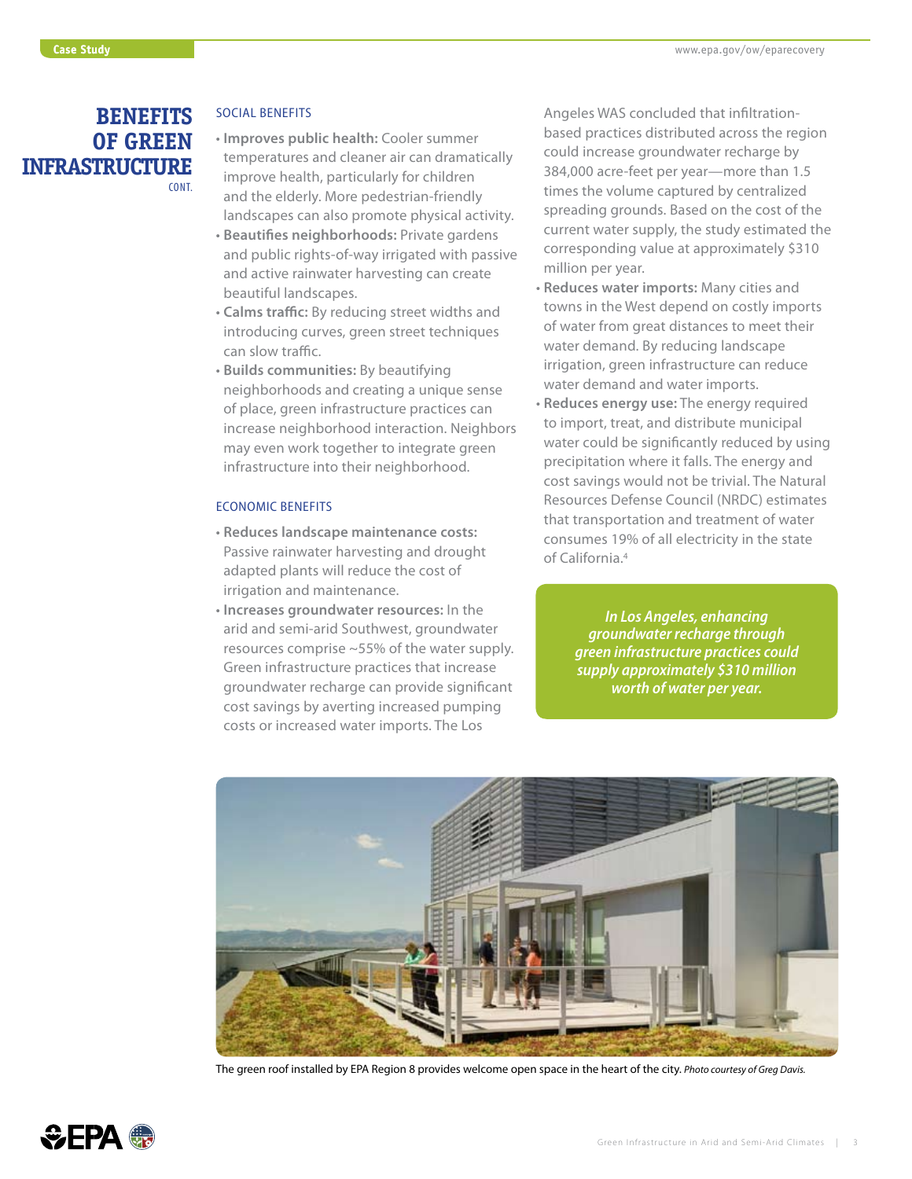# BENEFITS OF GREEN INFRASTRUCTURE CONT.

## SOCIAL BENEFITS

- **Improves public health:** Cooler summer temperatures and cleaner air can dramatically improve health, particularly for children and the elderly. More pedestrian-friendly landscapes can also promote physical activity.
- **Beautifies neighborhoods:** Private gardens and public rights-of-way irrigated with passive and active rainwater harvesting can create beautiful landscapes.
- **Calms traffic:** By reducing street widths and introducing curves, green street techniques can slow traffic.
- **Builds communities:** By beautifying neighborhoods and creating a unique sense of place, green infrastructure practices can increase neighborhood interaction. Neighbors may even work together to integrate green infrastructure into their neighborhood.

## ECONOMIC BENEFITS

- **Reduces landscape maintenance costs:** Passive rainwater harvesting and drought adapted plants will reduce the cost of irrigation and maintenance.
- **Increases groundwater resources:** In the arid and semi-arid Southwest, groundwater resources comprise ~55% of the water supply. Green infrastructure practices that increase groundwater recharge can provide significant cost savings by averting increased pumping costs or increased water imports. The Los Angeles WAS concluded that infiltration-based practices distributed across the region could increase groundwater recharge by 384,000 acre-feet per year—more than 1.5 times the volume captured by centralized spreading grounds. Based on the cost of the current water supply, the study estimated the corresponding value at approximately $310 million per year.
- **Reduces water imports:** Many cities and towns in the West depend on costly imports of water from great distances to meet their water demand. By reducing landscape irrigation, green infrastructure can reduce water demand and water imports.
- **Reduces energy use:** The energy required to import, treat, and distribute municipal water could be significantly reduced by using precipitation where it falls. The energy and cost savings would not be trivial. The Natural Resources Defense Council (NRDC) estimates that transportation and treatment of water consumes 19% of all electricity in the state of California.[4]

*In Los Angeles, enhancing groundwater recharge through green infrastructure practices could supply approximately $310 million worth of water per year.*

The green roof installed by EPA Region 8 provides welcome open space in the heart of the city. *Photo courtesy of Greg Davis.*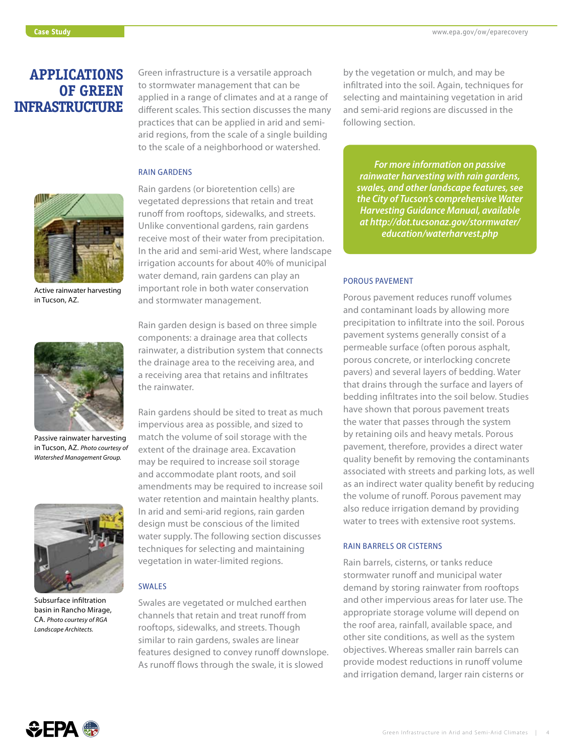# APPLICATIONS OF GREEN INFRASTRUCTURE

Green infrastructure is a versatile approach to stormwater management that can be applied in a range of climates and at a range of different scales. This section discusses the many practices that can be applied in arid and semi-arid regions, from the scale of a single building to the scale of a neighborhood or watershed.

Active rainwater harvesting in Tucson, AZ.

Passive rainwater harvesting in Tucson, AZ. *Photo courtesy of Watershed Management Group.*

Subsurface infiltration basin in Rancho Mirage, CA. *Photo courtesy of RGA Landscape Architects.*

## RAIN GARDENS

Rain gardens (or bioretention cells) are vegetated depressions that retain and treat runoff from rooftops, sidewalks, and streets. Unlike conventional gardens, rain gardens receive most of their water from precipitation. In the arid and semi-arid West, where landscape irrigation accounts for about 40% of municipal water demand, rain gardens can play an important role in both water conservation and stormwater management.

Rain garden design is based on three simple components: a drainage area that collects rainwater, a distribution system that connects the drainage area to the receiving area, and a receiving area that retains and infiltrates the rainwater.

Rain gardens should be sited to treat as much impervious area as possible, and sized to match the volume of soil storage with the extent of the drainage area. Excavation may be required to increase soil storage and accommodate plant roots, and soil amendments may be required to increase soil water retention and maintain healthy plants. In arid and semi-arid regions, rain garden design must be conscious of the limited water supply. The following section discusses techniques for selecting and maintaining vegetation in water-limited regions.

## SWALES

Swales are vegetated or mulched earthen channels that retain and treat runoff from rooftops, sidewalks, and streets. Though similar to rain gardens, swales are linear features designed to convey runoff downslope. As runoff flows through the swale, it is slowed by the vegetation or mulch, and may be infiltrated into the soil. Again, techniques for selecting and maintaining vegetation in arid and semi-arid regions are discussed in the following section.

***For more information on passive rainwater harvesting with rain gardens, swales, and other landscape features, see the City of Tucson's comprehensive Water Harvesting Guidance Manual, available at http://dot.tucsonaz.gov/stormwater/education/waterharvest.php***

## POROUS PAVEMENT

Porous pavement reduces runoff volumes and contaminant loads by allowing more precipitation to infiltrate into the soil. Porous pavement systems generally consist of a permeable surface (often porous asphalt, porous concrete, or interlocking concrete pavers) and several layers of bedding. Water that drains through the surface and layers of bedding infiltrates into the soil below. Studies have shown that porous pavement treats the water that passes through the system by retaining oils and heavy metals. Porous pavement, therefore, provides a direct water quality benefit by removing the contaminants associated with streets and parking lots, as well as an indirect water quality benefit by reducing the volume of runoff. Porous pavement may also reduce irrigation demand by providing water to trees with extensive root systems.

## RAIN BARRELS OR CISTERNS

Rain barrels, cisterns, or tanks reduce stormwater runoff and municipal water demand by storing rainwater from rooftops and other impervious areas for later use. The appropriate storage volume will depend on the roof area, rainfall, available space, and other site conditions, as well as the system objectives. Whereas smaller rain barrels can provide modest reductions in runoff volume and irrigation demand, larger rain cisterns or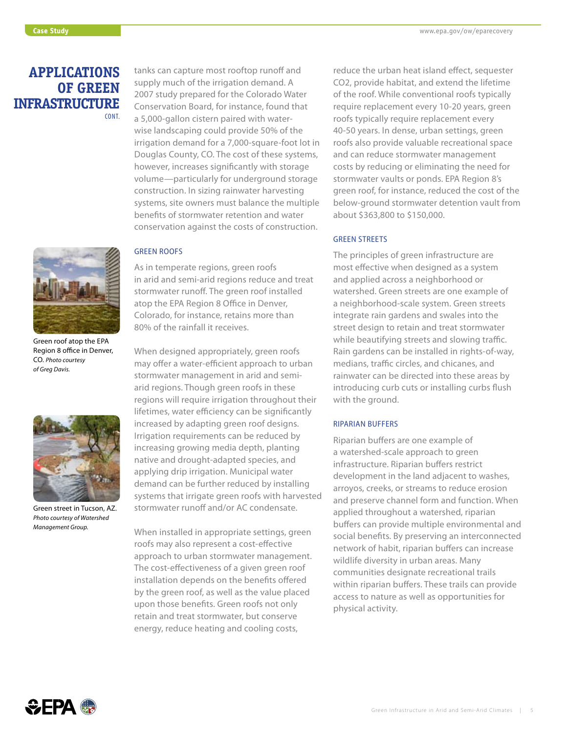## APPLICATIONS OF GREEN INFRASTRUCTURE CONT.

tanks can capture most rooftop runoff and supply much of the irrigation demand. A 2007 study prepared for the Colorado Water Conservation Board, for instance, found that a 5,000-gallon cistern paired with water-wise landscaping could provide 50% of the irrigation demand for a 7,000-square-foot lot in Douglas County, CO. The cost of these systems, however, increases significantly with storage volume—particularly for underground storage construction. In sizing rainwater harvesting systems, site owners must balance the multiple benefits of stormwater retention and water conservation against the costs of construction.

Green roof atop the EPA Region 8 office in Denver, CO. *Photo courtesy of Greg Davis.*

Green street in Tucson, AZ. *Photo courtesy of Watershed Management Group.*

### GREEN ROOFS

As in temperate regions, green roofs in arid and semi-arid regions reduce and treat stormwater runoff. The green roof installed atop the EPA Region 8 Office in Denver, Colorado, for instance, retains more than 80% of the rainfall it receives.

When designed appropriately, green roofs may offer a water-efficient approach to urban stormwater management in arid and semi-arid regions. Though green roofs in these regions will require irrigation throughout their lifetimes, water efficiency can be significantly increased by adapting green roof designs. Irrigation requirements can be reduced by increasing growing media depth, planting native and drought-adapted species, and applying drip irrigation. Municipal water demand can be further reduced by installing systems that irrigate green roofs with harvested stormwater runoff and/or AC condensate.

When installed in appropriate settings, green roofs may also represent a cost-effective approach to urban stormwater management. The cost-effectiveness of a given green roof installation depends on the benefits offered by the green roof, as well as the value placed upon those benefits. Green roofs not only retain and treat stormwater, but conserve energy, reduce heating and cooling costs, reduce the urban heat island effect, sequester $CO_2$, provide habitat, and extend the lifetime of the roof. While conventional roofs typically require replacement every 10-20 years, green roofs typically require replacement every 40-50 years. In dense, urban settings, green roofs also provide valuable recreational space and can reduce stormwater management costs by reducing or eliminating the need for stormwater vaults or ponds. EPA Region 8's green roof, for instance, reduced the cost of the below-ground stormwater detention vault from about $363,800 to $150,000.

### GREEN STREETS

The principles of green infrastructure are most effective when designed as a system and applied across a neighborhood or watershed. Green streets are one example of a neighborhood-scale system. Green streets integrate rain gardens and swales into the street design to retain and treat stormwater while beautifying streets and slowing traffic. Rain gardens can be installed in rights-of-way, medians, traffic circles, and chicanes, and rainwater can be directed into these areas by introducing curb cuts or installing curbs flush with the ground.

### RIPARIAN BUFFERS

Riparian buffers are one example of a watershed-scale approach to green infrastructure. Riparian buffers restrict development in the land adjacent to washes, arroyos, creeks, or streams to reduce erosion and preserve channel form and function. When applied throughout a watershed, riparian buffers can provide multiple environmental and social benefits. By preserving an interconnected network of habit, riparian buffers can increase wildlife diversity in urban areas. Many communities designate recreational trails within riparian buffers. These trails can provide access to nature as well as opportunities for physical activity.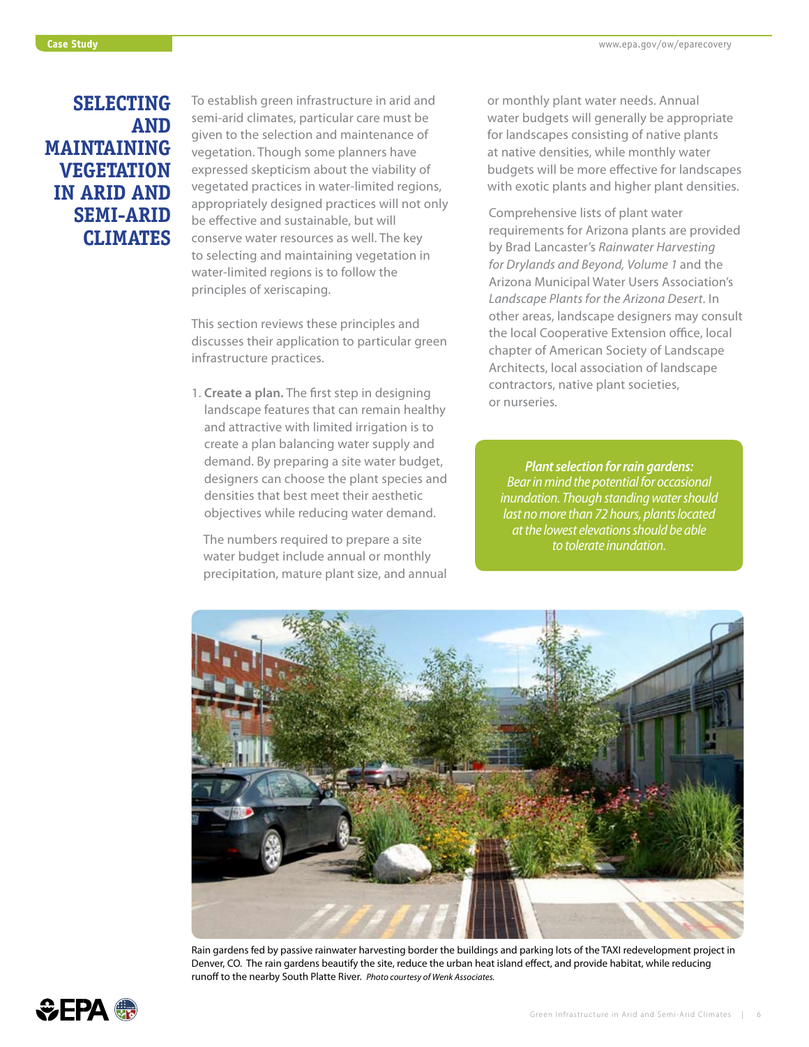# SELECTING AND MAINTAINING VEGETATION IN ARID AND SEMI-ARID CLIMATES

To establish green infrastructure in arid and semi-arid climates, particular care must be given to the selection and maintenance of vegetation. Though some planners have expressed skepticism about the viability of vegetated practices in water-limited regions, appropriately designed practices will not only be effective and sustainable, but will conserve water resources as well. The key to selecting and maintaining vegetation in water-limited regions is to follow the principles of xeriscaping.

This section reviews these principles and discusses their application to particular green infrastructure practices.

1. **Create a plan.** The first step in designing landscape features that can remain healthy and attractive with limited irrigation is to create a plan balancing water supply and demand. By preparing a site water budget, designers can choose the plant species and densities that best meet their aesthetic objectives while reducing water demand.

   The numbers required to prepare a site water budget include annual or monthly precipitation, mature plant size, and annual or monthly plant water needs. Annual water budgets will generally be appropriate for landscapes consisting of native plants at native densities, while monthly water budgets will be more effective for landscapes with exotic plants and higher plant densities.

   Comprehensive lists of plant water requirements for Arizona plants are provided by Brad Lancaster's *Rainwater Harvesting for Drylands and Beyond, Volume 1* and the Arizona Municipal Water Users Association's *Landscape Plants for the Arizona Desert*. In other areas, landscape designers may consult the local Cooperative Extension office, local chapter of American Society of Landscape Architects, local association of landscape contractors, native plant societies, or nurseries.

> ***Plant selection for rain gardens:***
> *Bear in mind the potential for occasional inundation. Though standing water should last no more than 72 hours, plants located at the lowest elevations should be able to tolerate inundation.*

Rain gardens fed by passive rainwater harvesting border the buildings and parking lots of the TAXI redevelopment project in Denver, CO. The rain gardens beautify the site, reduce the urban heat island effect, and provide habitat, while reducing runoff to the nearby South Platte River. *Photo courtesy of Wenk Associates.*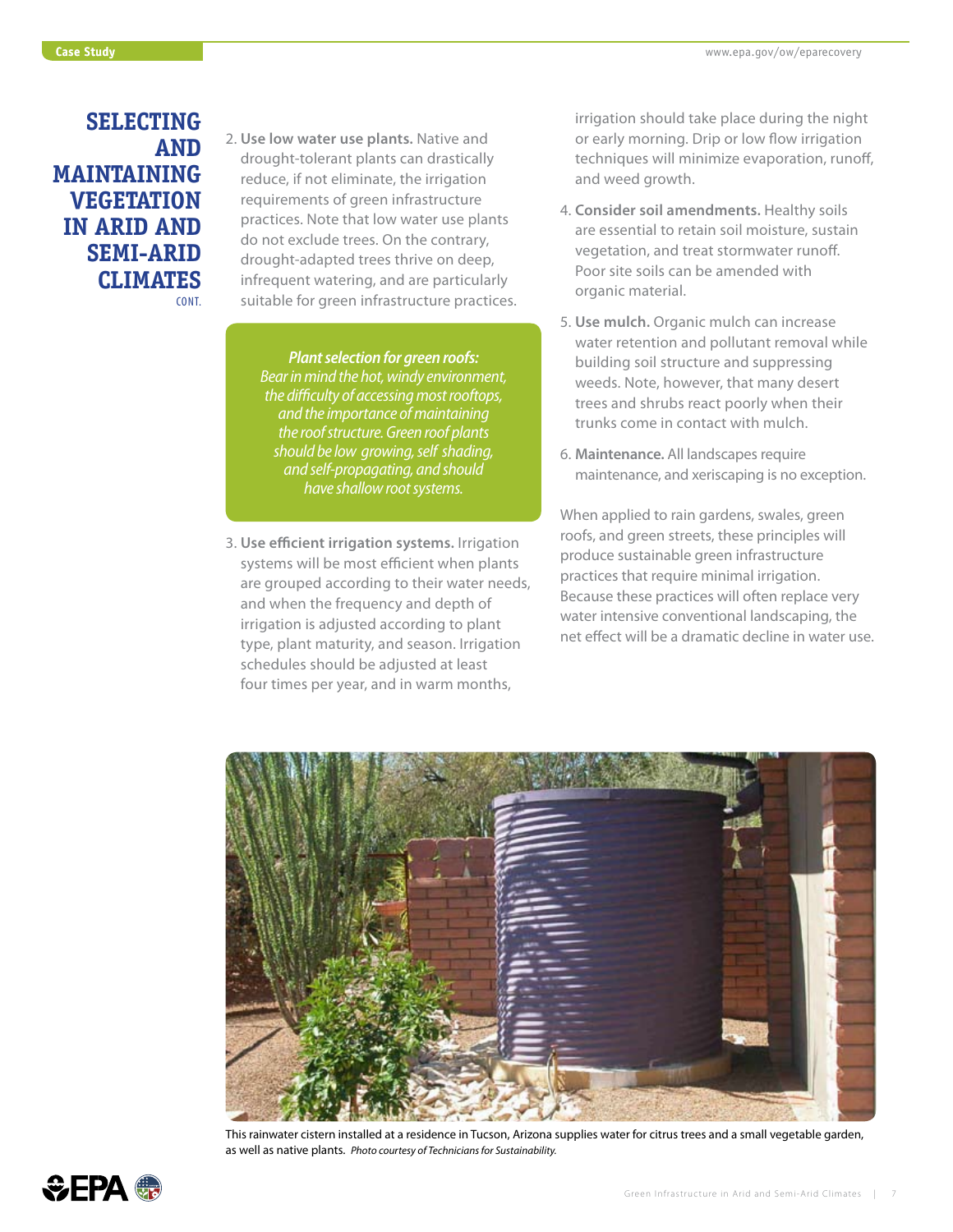# SELECTING AND MAINTAINING VEGETATION IN ARID AND SEMI-ARID CLIMATES CONT.

2. **Use low water use plants.** Native and drought-tolerant plants can drastically reduce, if not eliminate, the irrigation requirements of green infrastructure practices. Note that low water use plants do not exclude trees. On the contrary, drought-adapted trees thrive on deep, infrequent watering, and are particularly suitable for green infrastructure practices.

> ***Plant selection for green roofs:*** *Bear in mind the hot, windy environment, the difficulty of accessing most rooftops, and the importance of maintaining the roof structure. Green roof plants should be low growing, self shading, and self-propagating, and should have shallow root systems.*

3. **Use efficient irrigation systems.** Irrigation systems will be most efficient when plants are grouped according to their water needs, and when the frequency and depth of irrigation is adjusted according to plant type, plant maturity, and season. Irrigation schedules should be adjusted at least four times per year, and in warm months, irrigation should take place during the night or early morning. Drip or low flow irrigation techniques will minimize evaporation, runoff, and weed growth.

4. **Consider soil amendments.** Healthy soils are essential to retain soil moisture, sustain vegetation, and treat stormwater runoff. Poor site soils can be amended with organic material.

5. **Use mulch.** Organic mulch can increase water retention and pollutant removal while building soil structure and suppressing weeds. Note, however, that many desert trees and shrubs react poorly when their trunks come in contact with mulch.

6. **Maintenance.** All landscapes require maintenance, and xeriscaping is no exception.

When applied to rain gardens, swales, green roofs, and green streets, these principles will produce sustainable green infrastructure practices that require minimal irrigation. Because these practices will often replace very water intensive conventional landscaping, the net effect will be a dramatic decline in water use.

This rainwater cistern installed at a residence in Tucson, Arizona supplies water for citrus trees and a small vegetable garden, as well as native plants. *Photo courtesy of Technicians for Sustainability.*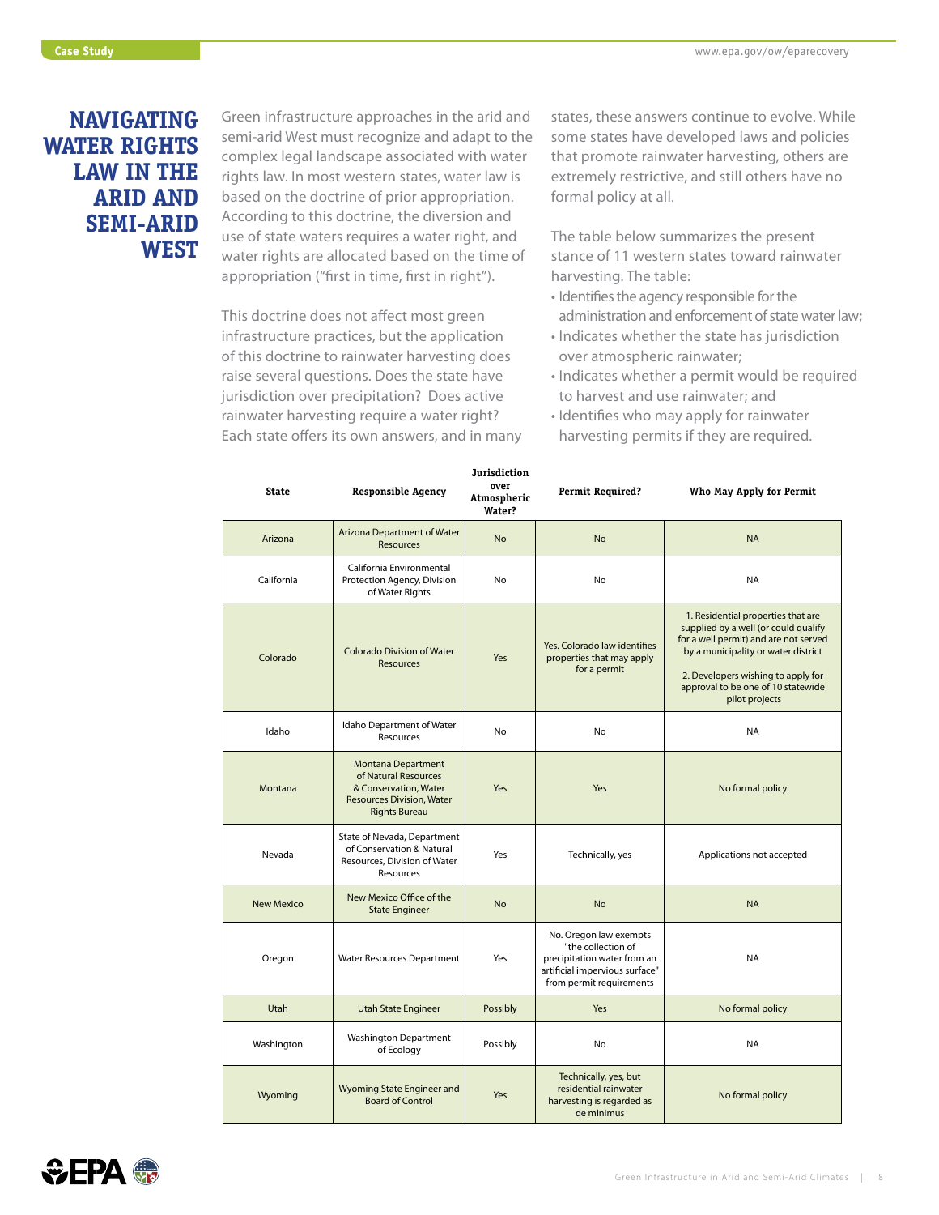## NAVIGATING WATER RIGHTS LAW IN THE ARID AND SEMI-ARID WEST

Green infrastructure approaches in the arid and semi-arid West must recognize and adapt to the complex legal landscape associated with water rights law. In most western states, water law is based on the doctrine of prior appropriation. According to this doctrine, the diversion and use of state waters requires a water right, and water rights are allocated based on the time of appropriation ("first in time, first in right").

This doctrine does not affect most green infrastructure practices, but the application of this doctrine to rainwater harvesting does raise several questions. Does the state have jurisdiction over precipitation? Does active rainwater harvesting require a water right? Each state offers its own answers, and in many states, these answers continue to evolve. While some states have developed laws and policies that promote rainwater harvesting, others are extremely restrictive, and still others have no formal policy at all.

The table below summarizes the present stance of 11 western states toward rainwater harvesting. The table:

- Identifies the agency responsible for the administration and enforcement of state water law;
- Indicates whether the state has jurisdiction over atmospheric rainwater;
- Indicates whether a permit would be required to harvest and use rainwater; and
- Identifies who may apply for rainwater harvesting permits if they are required.

| State | Responsible Agency | Jurisdiction over Atmospheric Water? | Permit Required? | Who May Apply for Permit |
|---|---|---|---|---|
| Arizona | Arizona Department of Water Resources | No | No | NA |
| California | California Environmental Protection Agency, Division of Water Rights | No | No | NA |
| Colorado | Colorado Division of Water Resources | Yes | Yes. Colorado law identifies properties that may apply for a permit | 1. Residential properties that are supplied by a well (or could qualify for a well permit) and are not served by a municipality or water district<br>2. Developers wishing to apply for approval to be one of 10 statewide pilot projects |
| Idaho | Idaho Department of Water Resources | No | No | NA |
| Montana | Montana Department of Natural Resources & Conservation, Water Resources Division, Water Rights Bureau | Yes | Yes | No formal policy |
| Nevada | State of Nevada, Department of Conservation & Natural Resources, Division of Water Resources | Yes | Technically, yes | Applications not accepted |
| New Mexico | New Mexico Office of the State Engineer | No | No | NA |
| Oregon | Water Resources Department | Yes | No. Oregon law exempts "the collection of precipitation water from an artificial impervious surface" from permit requirements | NA |
| Utah | Utah State Engineer | Possibly | Yes | No formal policy |
| Washington | Washington Department of Ecology | Possibly | No | NA |
| Wyoming | Wyoming State Engineer and Board of Control | Yes | Technically, yes, but residential rainwater harvesting is regarded as de minimus | No formal policy |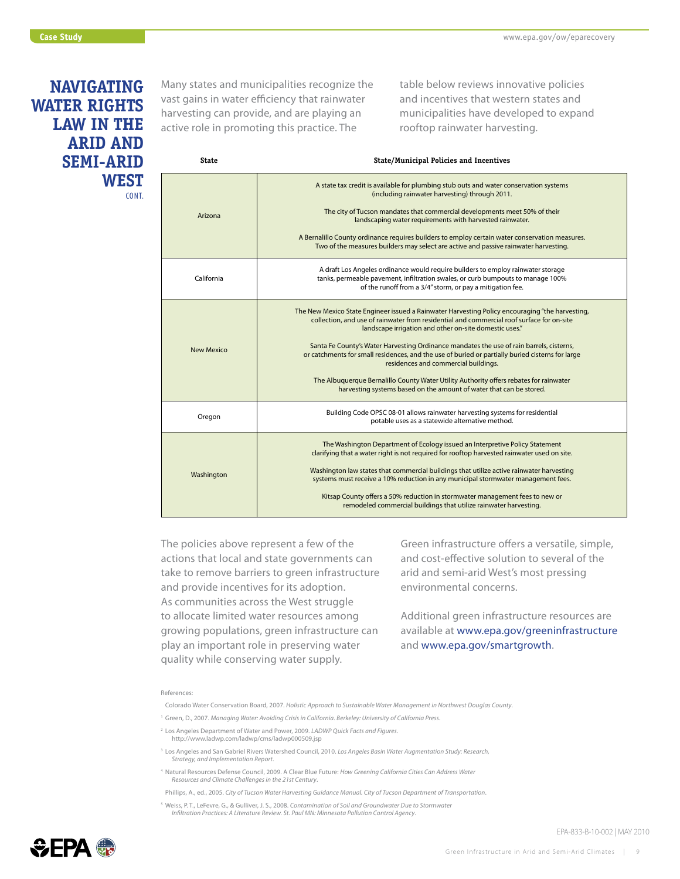## NAVIGATING WATER RIGHTS LAW IN THE ARID AND SEMI-ARID WEST CONT.

Many states and municipalities recognize the vast gains in water efficiency that rainwater harvesting can provide, and are playing an active role in promoting this practice. The table below reviews innovative policies and incentives that western states and municipalities have developed to expand rooftop rainwater harvesting.

| State | State/Municipal Policies and Incentives |
|---|---|
| Arizona | A state tax credit is available for plumbing stub outs and water conservation systems (including rainwater harvesting) through 2011.<br><br>The city of Tucson mandates that commercial developments meet 50% of their landscaping water requirements with harvested rainwater.<br><br>A Bernalillo County ordinance requires builders to employ certain water conservation measures. Two of the measures builders may select are active and passive rainwater harvesting. |
| California | A draft Los Angeles ordinance would require builders to employ rainwater storage tanks, permeable pavement, infiltration swales, or curb bumpouts to manage 100% of the runoff from a 3/4" storm, or pay a mitigation fee. |
| New Mexico | The New Mexico State Engineer issued a Rainwater Harvesting Policy encouraging "the harvesting, collection, and use of rainwater from residential and commercial roof surface for on-site landscape irrigation and other on-site domestic uses."<br><br>Santa Fe County's Water Harvesting Ordinance mandates the use of rain barrels, cisterns, or catchments for small residences, and the use of buried or partially buried cisterns for large residences and commercial buildings.<br><br>The Albuquerque Bernalillo County Water Utility Authority offers rebates for rainwater harvesting systems based on the amount of water that can be stored. |
| Oregon | Building Code OPSC 08-01 allows rainwater harvesting systems for residential potable uses as a statewide alternative method. |
| Washington | The Washington Department of Ecology issued an Interpretive Policy Statement clarifying that a water right is not required for rooftop harvested rainwater used on site.<br><br>Washington law states that commercial buildings that utilize active rainwater harvesting systems must receive a 10% reduction in any municipal stormwater management fees.<br><br>Kitsap County offers a 50% reduction in stormwater management fees to new or remodeled commercial buildings that utilize rainwater harvesting. |

The policies above represent a few of the actions that local and state governments can take to remove barriers to green infrastructure and provide incentives for its adoption. As communities across the West struggle to allocate limited water resources among growing populations, green infrastructure can play an important role in preserving water quality while conserving water supply.

Green infrastructure offers a versatile, simple, and cost-effective solution to several of the arid and semi-arid West's most pressing environmental concerns.

Additional green infrastructure resources are available at www.epa.gov/greeninfrastructure and www.epa.gov/smartgrowth.

References:

Colorado Water Conservation Board, 2007. *Holistic Approach to Sustainable Water Management in Northwest Douglas County*.

[1] Green, D., 2007. *Managing Water: Avoiding Crisis in California. Berkeley: University of California Press*.

[2] Los Angeles Department of Water and Power, 2009. *LADWP Quick Facts and Figures*. http://www.ladwp.com/ladwp/cms/ladwp000509.jsp

[3] Los Angeles and San Gabriel Rivers Watershed Council, 2010. *Los Angeles Basin Water Augmentation Study: Research, Strategy, and Implementation Report*.

[4] Natural Resources Defense Council, 2009. A Clear Blue Future: *How Greening California Cities Can Address Water Resources and Climate Challenges in the 21st Century*.

Phillips, A., ed., 2005. *City of Tucson Water Harvesting Guidance Manual. City of Tucson Department of Transportation*.

[5] Weiss, P. T., LeFevre, G., & Gulliver, J. S., 2008. *Contamination of Soil and Groundwater Due to Stormwater Infiltration Practices: A Literature Review. St. Paul MN: Minnesota Pollution Control Agency*.

EPA-833-B-10-002 | MAY 2010